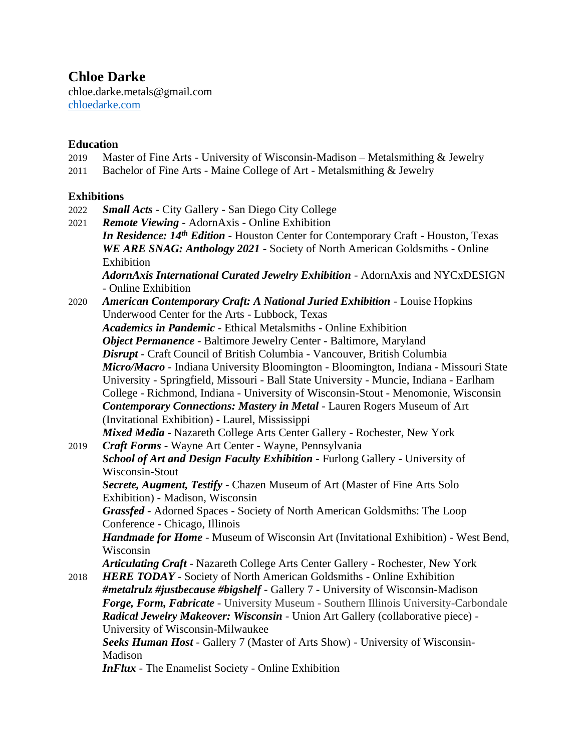# Chloe Darke

chloe.darke.metals@gmail.com
[chloedarke.com](chloedarke.com)

## Education

2019 Master of Fine Arts - University of Wisconsin-Madison – Metalsmithing & Jewelry
2011 Bachelor of Fine Arts - Maine College of Art - Metalsmithing & Jewelry

## Exhibitions

2022 ***Small Acts*** - City Gallery - San Diego City College

2021 ***Remote Viewing*** - AdornAxis - Online Exhibition
***In Residence: 14th Edition*** - Houston Center for Contemporary Craft - Houston, Texas
***WE ARE SNAG: Anthology 2021*** - Society of North American Goldsmiths - Online Exhibition
***AdornAxis International Curated Jewelry Exhibition*** - AdornAxis and NYCxDESIGN - Online Exhibition

2020 ***American Contemporary Craft: A National Juried Exhibition*** - Louise Hopkins Underwood Center for the Arts - Lubbock, Texas
***Academics in Pandemic*** - Ethical Metalsmiths - Online Exhibition
***Object Permanence*** - Baltimore Jewelry Center - Baltimore, Maryland
***Disrupt*** - Craft Council of British Columbia - Vancouver, British Columbia
***Micro/Macro*** - Indiana University Bloomington - Bloomington, Indiana - Missouri State University - Springfield, Missouri - Ball State University - Muncie, Indiana - Earlham College - Richmond, Indiana - University of Wisconsin-Stout - Menomonie, Wisconsin
***Contemporary Connections: Mastery in Metal*** - Lauren Rogers Museum of Art (Invitational Exhibition) - Laurel, Mississippi
***Mixed Media*** - Nazareth College Arts Center Gallery - Rochester, New York

2019 ***Craft Forms*** - Wayne Art Center - Wayne, Pennsylvania
***School of Art and Design Faculty Exhibition*** - Furlong Gallery - University of Wisconsin-Stout
***Secrete, Augment, Testify*** - Chazen Museum of Art (Master of Fine Arts Solo Exhibition) - Madison, Wisconsin
***Grassfed*** - Adorned Spaces - Society of North American Goldsmiths: The Loop Conference - Chicago, Illinois
***Handmade for Home*** - Museum of Wisconsin Art (Invitational Exhibition) - West Bend, Wisconsin
***Articulating Craft*** - Nazareth College Arts Center Gallery - Rochester, New York

2018 ***HERE TODAY*** - Society of North American Goldsmiths - Online Exhibition
***#metalrulz #justbecause #bigshelf*** - Gallery 7 - University of Wisconsin-Madison
***Forge, Form, Fabricate*** - University Museum - Southern Illinois University-Carbondale
***Radical Jewelry Makeover: Wisconsin*** - Union Art Gallery (collaborative piece) - University of Wisconsin-Milwaukee
***Seeks Human Host*** - Gallery 7 (Master of Arts Show) - University of Wisconsin-Madison
***InFlux*** - The Enamelist Society - Online Exhibition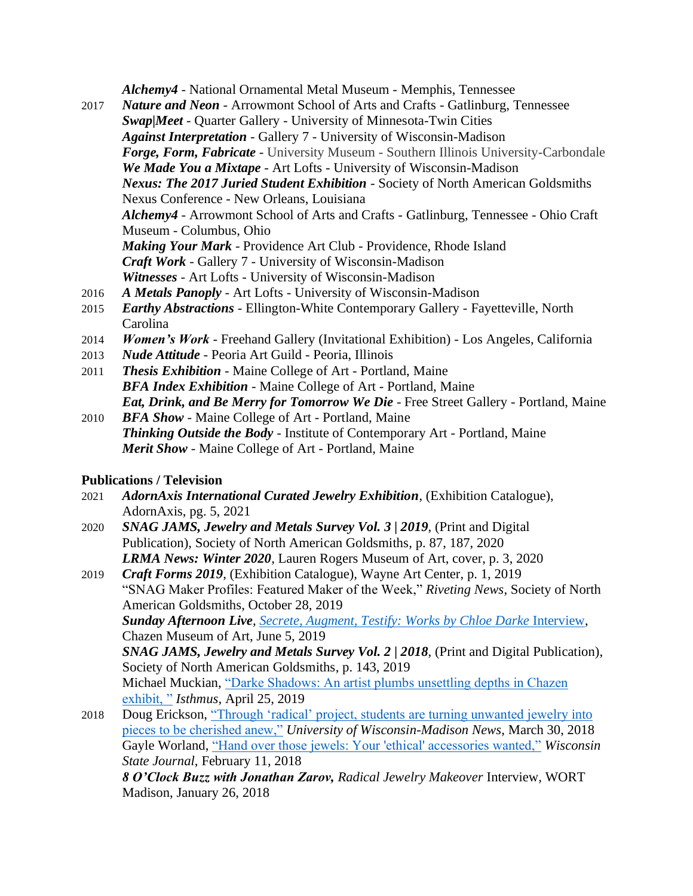***Alchemy4*** - National Ornamental Metal Museum - Memphis, Tennessee

2017 ***Nature and Neon*** - Arrowmont School of Arts and Crafts - Gatlinburg, Tennessee
***Swap|Meet*** - Quarter Gallery - University of Minnesota-Twin Cities
***Against Interpretation*** - Gallery 7 - University of Wisconsin-Madison
***Forge, Form, Fabricate*** - University Museum - Southern Illinois University-Carbondale
***We Made You a Mixtape*** - Art Lofts - University of Wisconsin-Madison
***Nexus: The 2017 Juried Student Exhibition*** - Society of North American Goldsmiths Nexus Conference - New Orleans, Louisiana
***Alchemy4*** - Arrowmont School of Arts and Crafts - Gatlinburg, Tennessee - Ohio Craft Museum - Columbus, Ohio
***Making Your Mark*** - Providence Art Club - Providence, Rhode Island
***Craft Work*** - Gallery 7 - University of Wisconsin-Madison
***Witnesses*** - Art Lofts - University of Wisconsin-Madison

2016 ***A Metals Panoply*** - Art Lofts - University of Wisconsin-Madison

2015 ***Earthy Abstractions*** - Ellington-White Contemporary Gallery - Fayetteville, North Carolina

2014 ***Women's Work*** - Freehand Gallery (Invitational Exhibition) - Los Angeles, California

2013 ***Nude Attitude*** - Peoria Art Guild - Peoria, Illinois

2011 ***Thesis Exhibition*** - Maine College of Art - Portland, Maine
***BFA Index Exhibition*** - Maine College of Art - Portland, Maine
***Eat, Drink, and Be Merry for Tomorrow We Die*** - Free Street Gallery - Portland, Maine

2010 ***BFA Show*** - Maine College of Art - Portland, Maine
***Thinking Outside the Body*** - Institute of Contemporary Art - Portland, Maine
***Merit Show*** - Maine College of Art - Portland, Maine

**Publications / Television**

2021 ***AdornAxis International Curated Jewelry Exhibition***, (Exhibition Catalogue), AdornAxis, pg. 5, 2021

2020 ***SNAG JAMS, Jewelry and Metals Survey Vol. 3 | 2019***, (Print and Digital Publication), Society of North American Goldsmiths, p. 87, 187, 2020
***LRMA News: Winter 2020***, Lauren Rogers Museum of Art, cover, p. 3, 2020

2019 ***Craft Forms 2019***, (Exhibition Catalogue), Wayne Art Center, p. 1, 2019
"SNAG Maker Profiles: Featured Maker of the Week," *Riveting News*, Society of North American Goldsmiths, October 28, 2019
***Sunday Afternoon Live***, *Secrete, Augment, Testify: Works by Chloe Darke* Interview, Chazen Museum of Art, June 5, 2019
***SNAG JAMS, Jewelry and Metals Survey Vol. 2 | 2018***, (Print and Digital Publication), Society of North American Goldsmiths, p. 143, 2019
Michael Muckian, "Darke Shadows: An artist plumbs unsettling depths in Chazen exhibit, " *Isthmus*, April 25, 2019

2018 Doug Erickson, "Through 'radical' project, students are turning unwanted jewelry into pieces to be cherished anew," *University of Wisconsin-Madison News*, March 30, 2018
Gayle Worland, "Hand over those jewels: Your 'ethical' accessories wanted," *Wisconsin State Journal*, February 11, 2018
***8 O'Clock Buzz with Jonathan Zarov, Radical Jewelry Makeover*** Interview, WORT Madison, January 26, 2018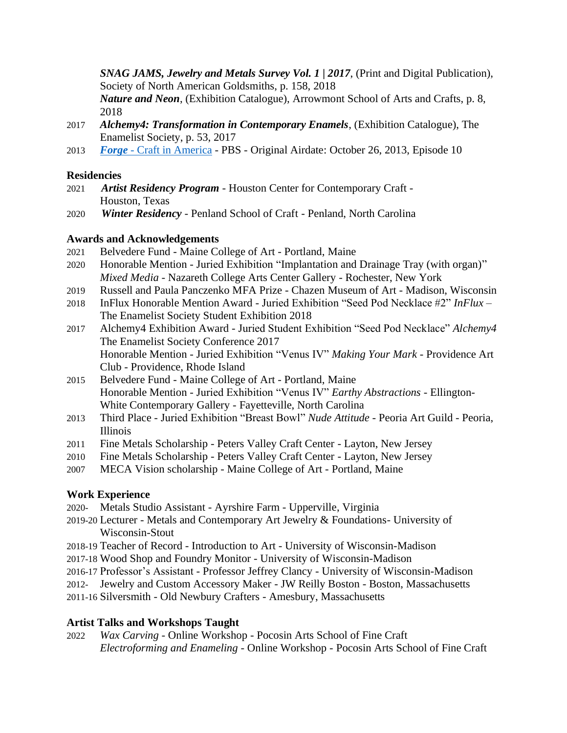***SNAG JAMS, Jewelry and Metals Survey Vol. 1 | 2017***, (Print and Digital Publication), Society of North American Goldsmiths, p. 158, 2018
***Nature and Neon***, (Exhibition Catalogue), Arrowmont School of Arts and Crafts, p. 8, 2018

2017 ***Alchemy4: Transformation in Contemporary Enamels***, (Exhibition Catalogue), The Enamelist Society, p. 53, 2017

2013 ***Forge*** - Craft in America - PBS - Original Airdate: October 26, 2013, Episode 10

**Residencies**

2021 ***Artist Residency Program*** - Houston Center for Contemporary Craft - Houston, Texas

2020 ***Winter Residency*** - Penland School of Craft - Penland, North Carolina

**Awards and Acknowledgements**

2021 Belvedere Fund - Maine College of Art - Portland, Maine

2020 Honorable Mention - Juried Exhibition "Implantation and Drainage Tray (with organ)" *Mixed Media* - Nazareth College Arts Center Gallery - Rochester, New York

2019 Russell and Paula Panczenko MFA Prize - Chazen Museum of Art - Madison, Wisconsin

2018 InFlux Honorable Mention Award - Juried Exhibition "Seed Pod Necklace #2" *InFlux* – The Enamelist Society Student Exhibition 2018

2017 Alchemy4 Exhibition Award - Juried Student Exhibition "Seed Pod Necklace" *Alchemy4* The Enamelist Society Conference 2017
Honorable Mention - Juried Exhibition "Venus IV" *Making Your Mark* - Providence Art Club - Providence, Rhode Island

2015 Belvedere Fund - Maine College of Art - Portland, Maine
Honorable Mention - Juried Exhibition "Venus IV" *Earthy Abstractions* - Ellington-White Contemporary Gallery - Fayetteville, North Carolina

2013 Third Place - Juried Exhibition "Breast Bowl" *Nude Attitude* - Peoria Art Guild - Peoria, Illinois

2011 Fine Metals Scholarship - Peters Valley Craft Center - Layton, New Jersey

2010 Fine Metals Scholarship - Peters Valley Craft Center - Layton, New Jersey

2007 MECA Vision scholarship - Maine College of Art - Portland, Maine

**Work Experience**

2020- Metals Studio Assistant - Ayrshire Farm - Upperville, Virginia

2019-20 Lecturer - Metals and Contemporary Art Jewelry & Foundations- University of Wisconsin-Stout

2018-19 Teacher of Record - Introduction to Art - University of Wisconsin-Madison

2017-18 Wood Shop and Foundry Monitor - University of Wisconsin-Madison

2016-17 Professor's Assistant - Professor Jeffrey Clancy - University of Wisconsin-Madison

2012- Jewelry and Custom Accessory Maker - JW Reilly Boston - Boston, Massachusetts

2011-16 Silversmith - Old Newbury Crafters - Amesbury, Massachusetts

**Artist Talks and Workshops Taught**

2022 *Wax Carving* - Online Workshop - Pocosin Arts School of Fine Craft
*Electroforming and Enameling* - Online Workshop - Pocosin Arts School of Fine Craft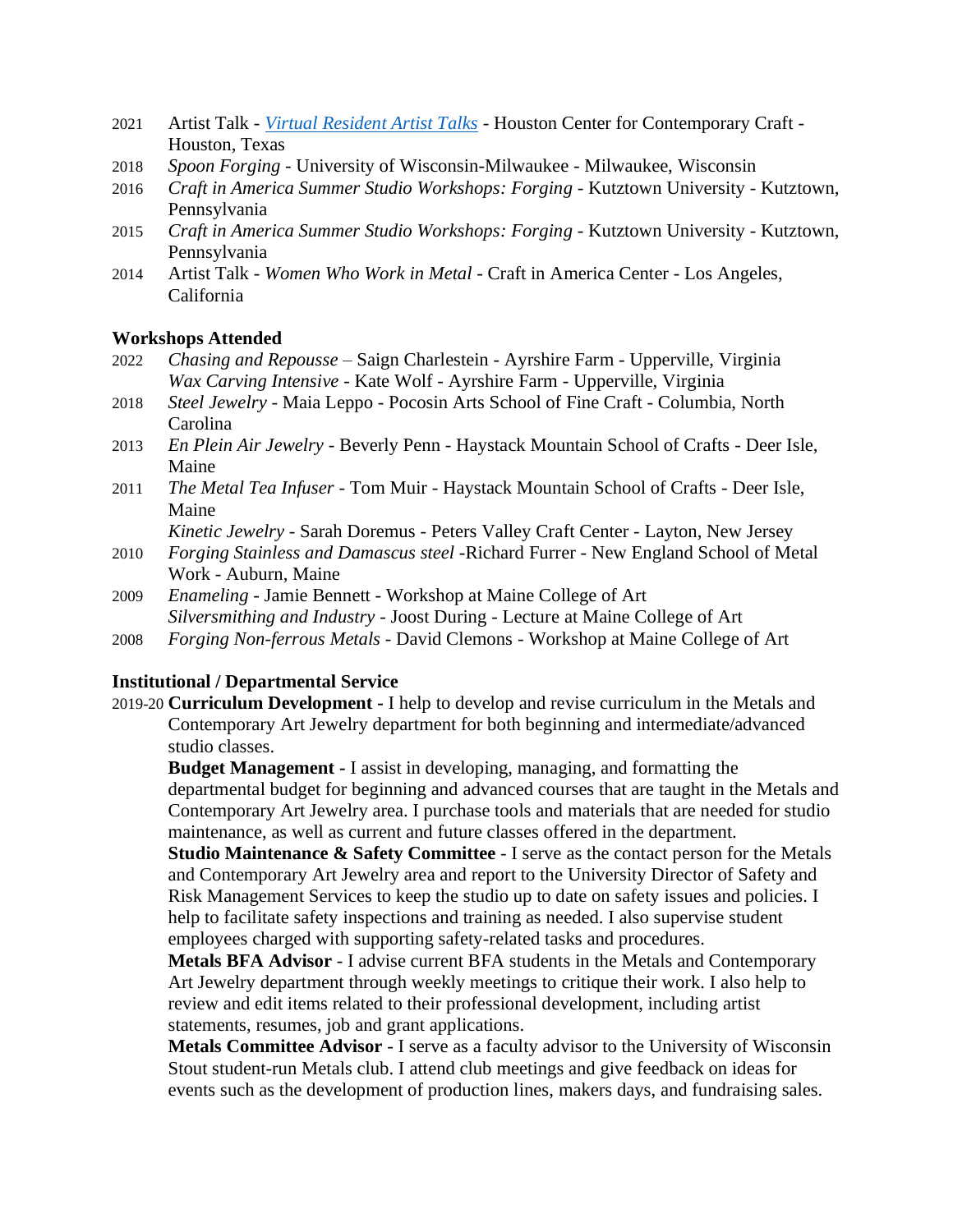2021 Artist Talk - [*Virtual Resident Artist Talks*]() - Houston Center for Contemporary Craft - Houston, Texas
2018 *Spoon Forging* - University of Wisconsin-Milwaukee - Milwaukee, Wisconsin
2016 *Craft in America Summer Studio Workshops: Forging* - Kutztown University - Kutztown, Pennsylvania
2015 *Craft in America Summer Studio Workshops: Forging* - Kutztown University - Kutztown, Pennsylvania
2014 Artist Talk - *Women Who Work in Metal* - Craft in America Center - Los Angeles, California

**Workshops Attended**

2022 *Chasing and Repousse* – Saign Charlestein - Ayrshire Farm - Upperville, Virginia
*Wax Carving Intensive* - Kate Wolf - Ayrshire Farm - Upperville, Virginia
2018 *Steel Jewelry* - Maia Leppo - Pocosin Arts School of Fine Craft - Columbia, North Carolina
2013 *En Plein Air Jewelry* - Beverly Penn - Haystack Mountain School of Crafts - Deer Isle, Maine
2011 *The Metal Tea Infuser* - Tom Muir - Haystack Mountain School of Crafts - Deer Isle, Maine
*Kinetic Jewelry* - Sarah Doremus - Peters Valley Craft Center - Layton, New Jersey
2010 *Forging Stainless and Damascus steel* -Richard Furrer - New England School of Metal Work - Auburn, Maine
2009 *Enameling* - Jamie Bennett - Workshop at Maine College of Art
*Silversmithing and Industry* - Joost During - Lecture at Maine College of Art
2008 *Forging Non-ferrous Metals* - David Clemons - Workshop at Maine College of Art

**Institutional / Departmental Service**

2019-20 **Curriculum Development** - I help to develop and revise curriculum in the Metals and Contemporary Art Jewelry department for both beginning and intermediate/advanced studio classes.

**Budget Management** - I assist in developing, managing, and formatting the departmental budget for beginning and advanced courses that are taught in the Metals and Contemporary Art Jewelry area. I purchase tools and materials that are needed for studio maintenance, as well as current and future classes offered in the department.

**Studio Maintenance & Safety Committee** - I serve as the contact person for the Metals and Contemporary Art Jewelry area and report to the University Director of Safety and Risk Management Services to keep the studio up to date on safety issues and policies. I help to facilitate safety inspections and training as needed. I also supervise student employees charged with supporting safety-related tasks and procedures.

**Metals BFA Advisor** - I advise current BFA students in the Metals and Contemporary Art Jewelry department through weekly meetings to critique their work. I also help to review and edit items related to their professional development, including artist statements, resumes, job and grant applications.

**Metals Committee Advisor** - I serve as a faculty advisor to the University of Wisconsin Stout student-run Metals club. I attend club meetings and give feedback on ideas for events such as the development of production lines, makers days, and fundraising sales.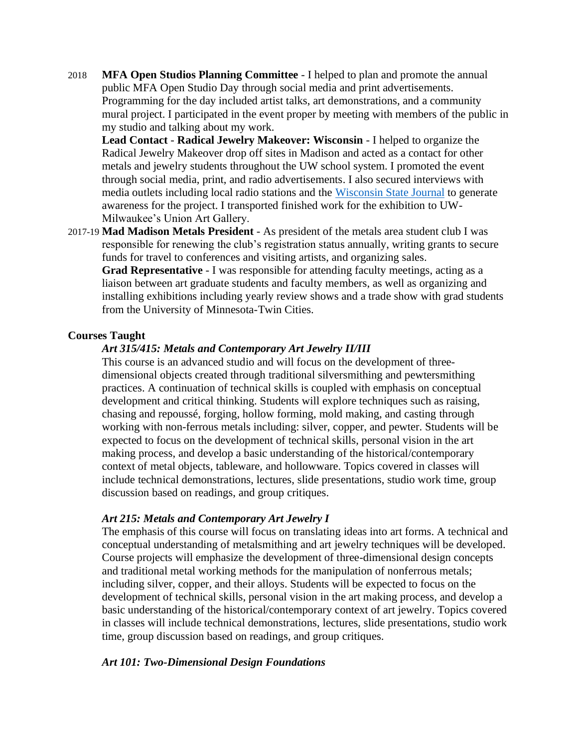2018 **MFA Open Studios Planning Committee** - I helped to plan and promote the annual public MFA Open Studio Day through social media and print advertisements. Programming for the day included artist talks, art demonstrations, and a community mural project. I participated in the event proper by meeting with members of the public in my studio and talking about my work.

**Lead Contact** - **Radical Jewelry Makeover: Wisconsin** - I helped to organize the Radical Jewelry Makeover drop off sites in Madison and acted as a contact for other metals and jewelry students throughout the UW school system. I promoted the event through social media, print, and radio advertisements. I also secured interviews with media outlets including local radio stations and the Wisconsin State Journal to generate awareness for the project. I transported finished work for the exhibition to UW-Milwaukee's Union Art Gallery.

2017-19 **Mad Madison Metals President** - As president of the metals area student club I was responsible for renewing the club's registration status annually, writing grants to secure funds for travel to conferences and visiting artists, and organizing sales.

**Grad Representative** - I was responsible for attending faculty meetings, acting as a liaison between art graduate students and faculty members, as well as organizing and installing exhibitions including yearly review shows and a trade show with grad students from the University of Minnesota-Twin Cities.

## Courses Taught

### *Art 315/415: Metals and Contemporary Art Jewelry II/III*

This course is an advanced studio and will focus on the development of three-dimensional objects created through traditional silversmithing and pewtersmithing practices. A continuation of technical skills is coupled with emphasis on conceptual development and critical thinking. Students will explore techniques such as raising, chasing and repoussé, forging, hollow forming, mold making, and casting through working with non-ferrous metals including: silver, copper, and pewter. Students will be expected to focus on the development of technical skills, personal vision in the art making process, and develop a basic understanding of the historical/contemporary context of metal objects, tableware, and hollowware. Topics covered in classes will include technical demonstrations, lectures, slide presentations, studio work time, group discussion based on readings, and group critiques.

### *Art 215: Metals and Contemporary Art Jewelry I*

The emphasis of this course will focus on translating ideas into art forms. A technical and conceptual understanding of metalsmithing and art jewelry techniques will be developed. Course projects will emphasize the development of three-dimensional design concepts and traditional metal working methods for the manipulation of nonferrous metals; including silver, copper, and their alloys. Students will be expected to focus on the development of technical skills, personal vision in the art making process, and develop a basic understanding of the historical/contemporary context of art jewelry. Topics covered in classes will include technical demonstrations, lectures, slide presentations, studio work time, group discussion based on readings, and group critiques.

### *Art 101: Two-Dimensional Design Foundations*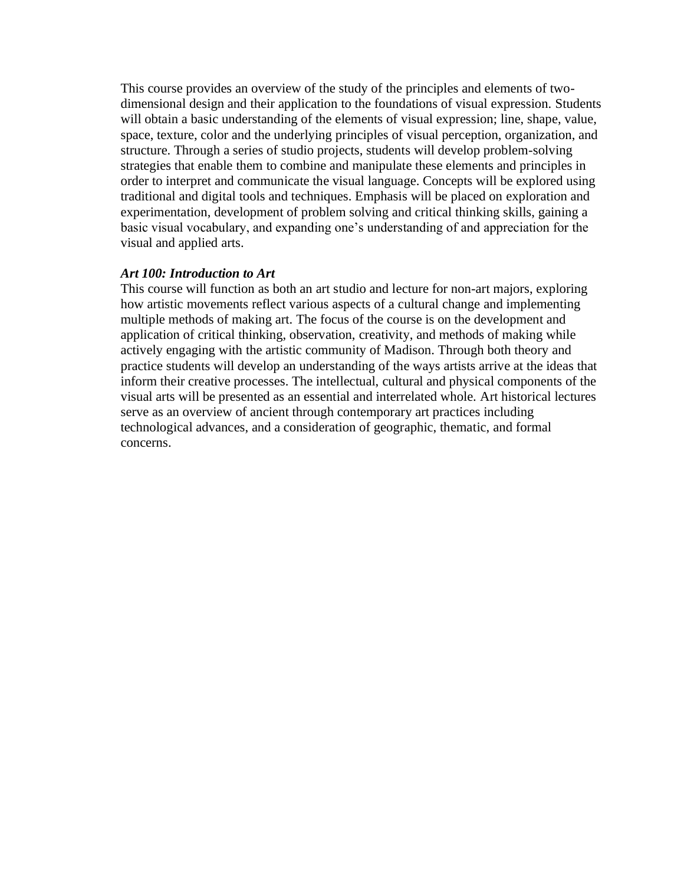This course provides an overview of the study of the principles and elements of two-dimensional design and their application to the foundations of visual expression. Students will obtain a basic understanding of the elements of visual expression; line, shape, value, space, texture, color and the underlying principles of visual perception, organization, and structure. Through a series of studio projects, students will develop problem-solving strategies that enable them to combine and manipulate these elements and principles in order to interpret and communicate the visual language. Concepts will be explored using traditional and digital tools and techniques. Emphasis will be placed on exploration and experimentation, development of problem solving and critical thinking skills, gaining a basic visual vocabulary, and expanding one's understanding of and appreciation for the visual and applied arts.

***Art 100: Introduction to Art***

This course will function as both an art studio and lecture for non-art majors, exploring how artistic movements reflect various aspects of a cultural change and implementing multiple methods of making art. The focus of the course is on the development and application of critical thinking, observation, creativity, and methods of making while actively engaging with the artistic community of Madison. Through both theory and practice students will develop an understanding of the ways artists arrive at the ideas that inform their creative processes. The intellectual, cultural and physical components of the visual arts will be presented as an essential and interrelated whole. Art historical lectures serve as an overview of ancient through contemporary art practices including technological advances, and a consideration of geographic, thematic, and formal concerns.